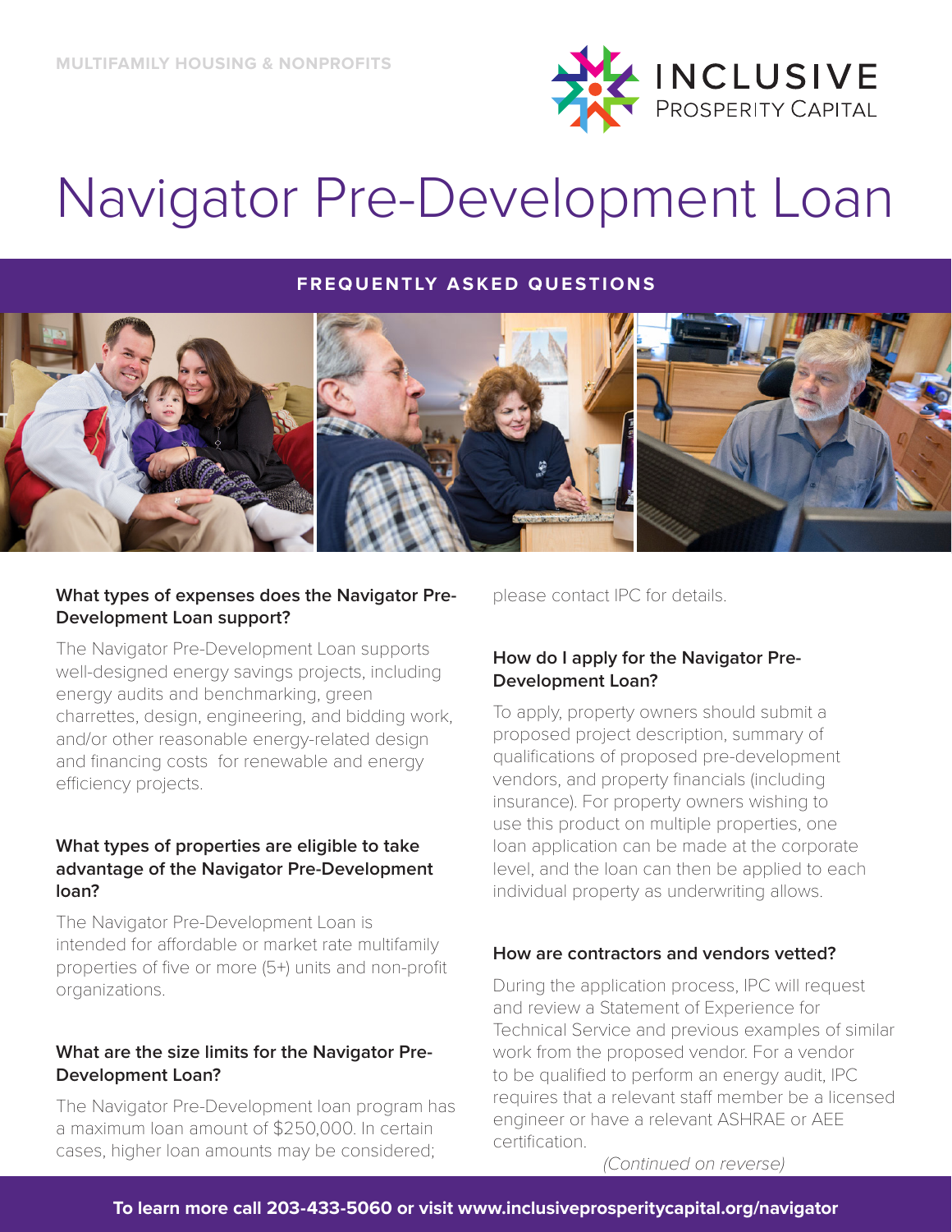MULTIFAMILY HOUSING & NONPROFITS

INCLUSIVE PROSPERITY CAPITAL

# Navigator Pre-Development Loan

## FREQUENTLY ASKED QUESTIONS

### What types of expenses does the Navigator Pre-Development Loan support?

The Navigator Pre-Development Loan supports well-designed energy savings projects, including energy audits and benchmarking, green charrettes, design, engineering, and bidding work, and/or other reasonable energy-related design and financing costs for renewable and energy efficiency projects.

### What types of properties are eligible to take advantage of the Navigator Pre-Development loan?

The Navigator Pre-Development Loan is intended for affordable or market rate multifamily properties of five or more (5+) units and non-profit organizations.

### What are the size limits for the Navigator Pre-Development Loan?

The Navigator Pre-Development loan program has a maximum loan amount of $250,000. In certain cases, higher loan amounts may be considered; please contact IPC for details.

### How do I apply for the Navigator Pre-Development Loan?

To apply, property owners should submit a proposed project description, summary of qualifications of proposed pre-development vendors, and property financials (including insurance). For property owners wishing to use this product on multiple properties, one loan application can be made at the corporate level, and the loan can then be applied to each individual property as underwriting allows.

### How are contractors and vendors vetted?

During the application process, IPC will request and review a Statement of Experience for Technical Service and previous examples of similar work from the proposed vendor. For a vendor to be qualified to perform an energy audit, IPC requires that a relevant staff member be a licensed engineer or have a relevant ASHRAE or AEE certification.

*(Continued on reverse)*

**To learn more call 203-433-5060 or visit www.inclusiveprosperitycapital.org/navigator**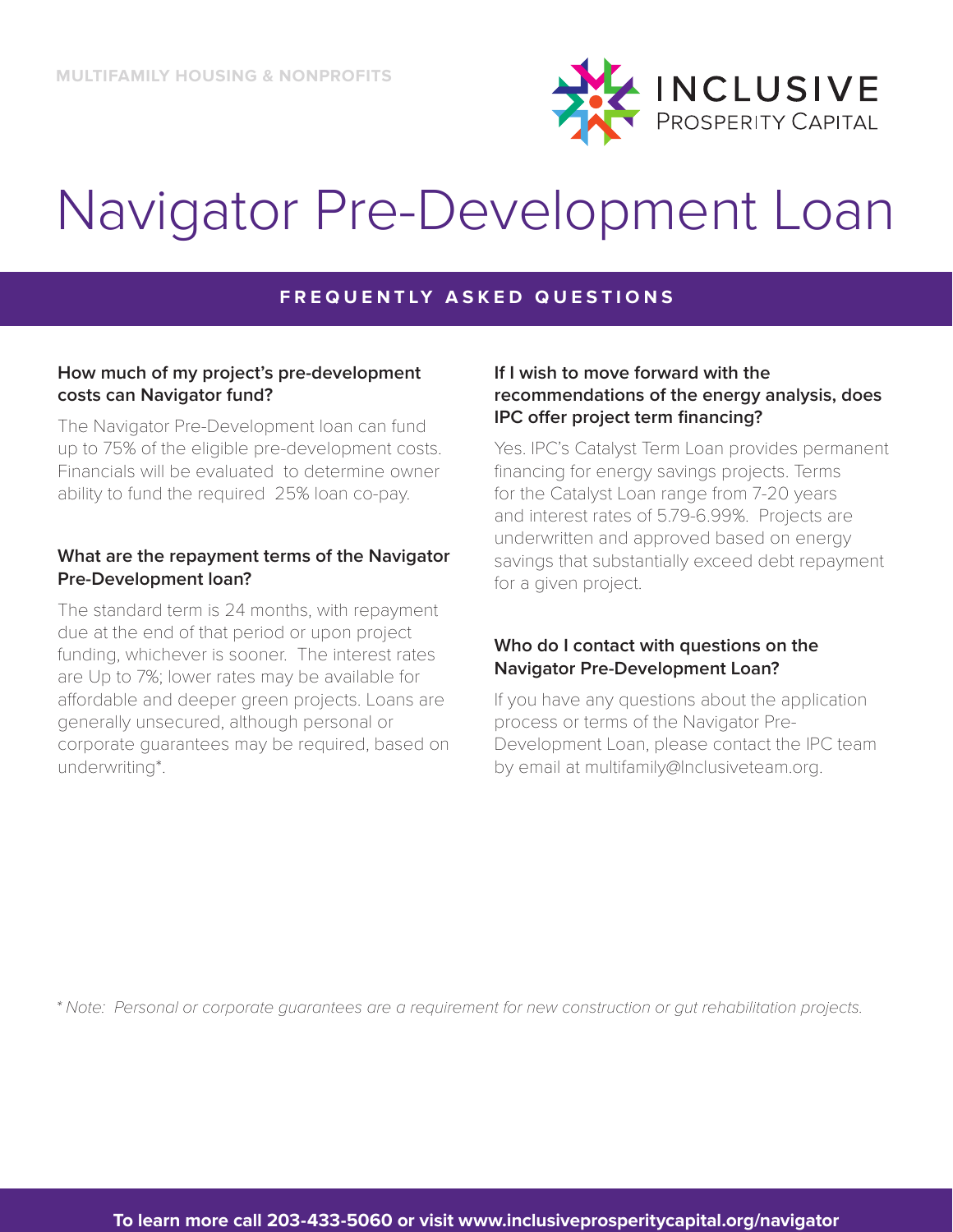MULTIFAMILY HOUSING & NONPROFITS

# Navigator Pre-Development Loan

## FREQUENTLY ASKED QUESTIONS

### How much of my project's pre-development costs can Navigator fund?

The Navigator Pre-Development loan can fund up to 75% of the eligible pre-development costs. Financials will be evaluated to determine owner ability to fund the required 25% loan co-pay.

### What are the repayment terms of the Navigator Pre-Development loan?

The standard term is 24 months, with repayment due at the end of that period or upon project funding, whichever is sooner. The interest rates are Up to 7%; lower rates may be available for affordable and deeper green projects. Loans are generally unsecured, although personal or corporate guarantees may be required, based on underwriting*.

### If I wish to move forward with the recommendations of the energy analysis, does IPC offer project term financing?

Yes. IPC's Catalyst Term Loan provides permanent financing for energy savings projects. Terms for the Catalyst Loan range from 7-20 years and interest rates of 5.79-6.99%. Projects are underwritten and approved based on energy savings that substantially exceed debt repayment for a given project.

### Who do I contact with questions on the Navigator Pre-Development Loan?

If you have any questions about the application process or terms of the Navigator Pre-Development Loan, please contact the IPC team by email at multifamily@Inclusiveteam.org.

*\* Note: Personal or corporate guarantees are a requirement for new construction or gut rehabilitation projects.*

**To learn more call 203-433-5060 or visit www.inclusiveprosperitycapital.org/navigator**